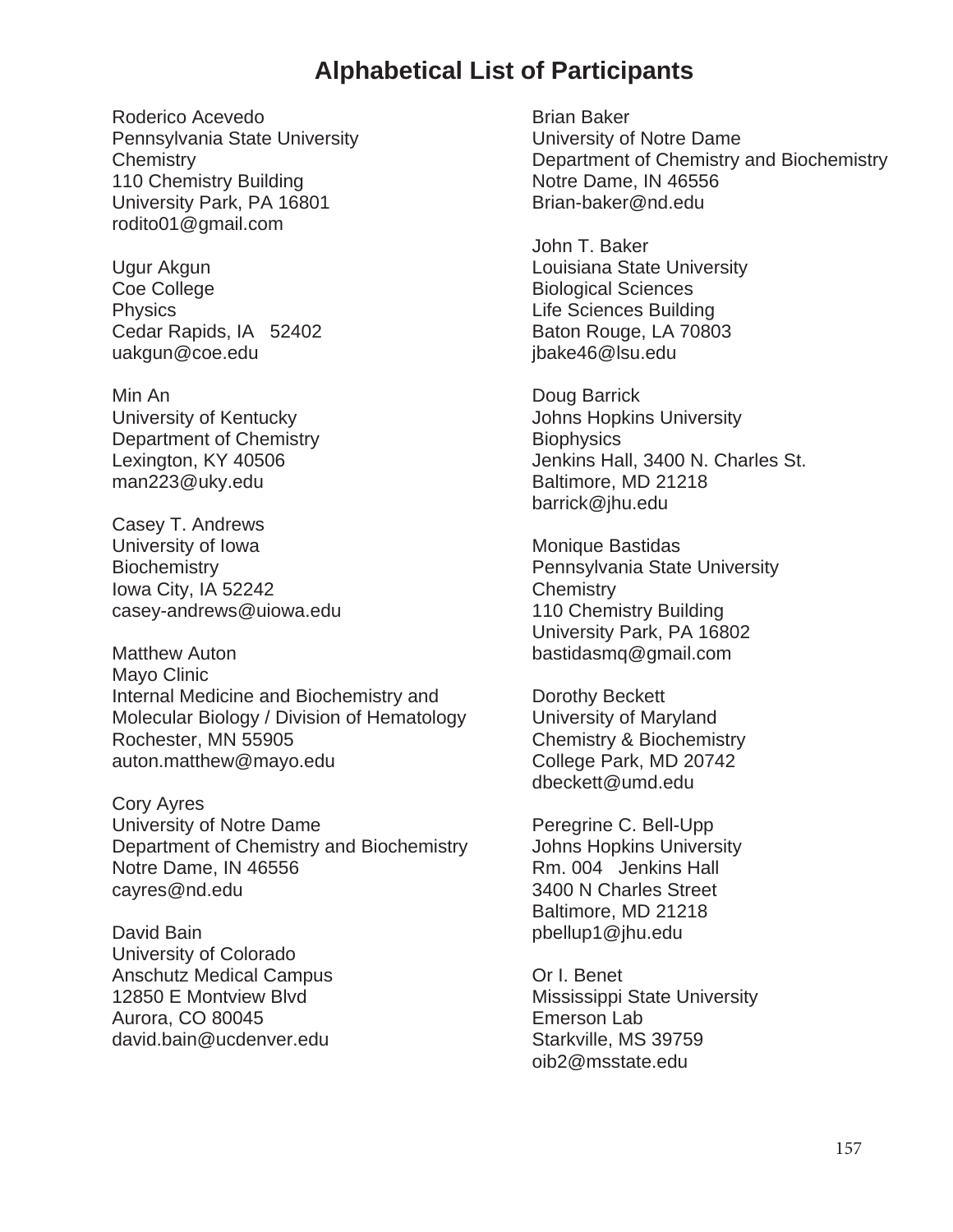# Alphabetical List of Participants

Roderico Acevedo
Pennsylvania State University
Chemistry
110 Chemistry Building
University Park, PA 16801
rodito01@gmail.com

Ugur Akgun
Coe College
Physics
Cedar Rapids, IA 52402
uakgun@coe.edu

Min An
University of Kentucky
Department of Chemistry
Lexington, KY 40506
man223@uky.edu

Casey T. Andrews
University of Iowa
Biochemistry
Iowa City, IA 52242
casey-andrews@uiowa.edu

Matthew Auton
Mayo Clinic
Internal Medicine and Biochemistry and Molecular Biology / Division of Hematology
Rochester, MN 55905
auton.matthew@mayo.edu

Cory Ayres
University of Notre Dame
Department of Chemistry and Biochemistry
Notre Dame, IN 46556
cayres@nd.edu

David Bain
University of Colorado
Anschutz Medical Campus
12850 E Montview Blvd
Aurora, CO 80045
david.bain@ucdenver.edu

Brian Baker
University of Notre Dame
Department of Chemistry and Biochemistry
Notre Dame, IN 46556
Brian-baker@nd.edu

John T. Baker
Louisiana State University
Biological Sciences
Life Sciences Building
Baton Rouge, LA 70803
jbake46@lsu.edu

Doug Barrick
Johns Hopkins University
Biophysics
Jenkins Hall, 3400 N. Charles St.
Baltimore, MD 21218
barrick@jhu.edu

Monique Bastidas
Pennsylvania State University
Chemistry
110 Chemistry Building
University Park, PA 16802
bastidasmq@gmail.com

Dorothy Beckett
University of Maryland
Chemistry & Biochemistry
College Park, MD 20742
dbeckett@umd.edu

Peregrine C. Bell-Upp
Johns Hopkins University
Rm. 004 Jenkins Hall
3400 N Charles Street
Baltimore, MD 21218
pbellup1@jhu.edu

Or I. Benet
Mississippi State University
Emerson Lab
Starkville, MS 39759
oib2@msstate.edu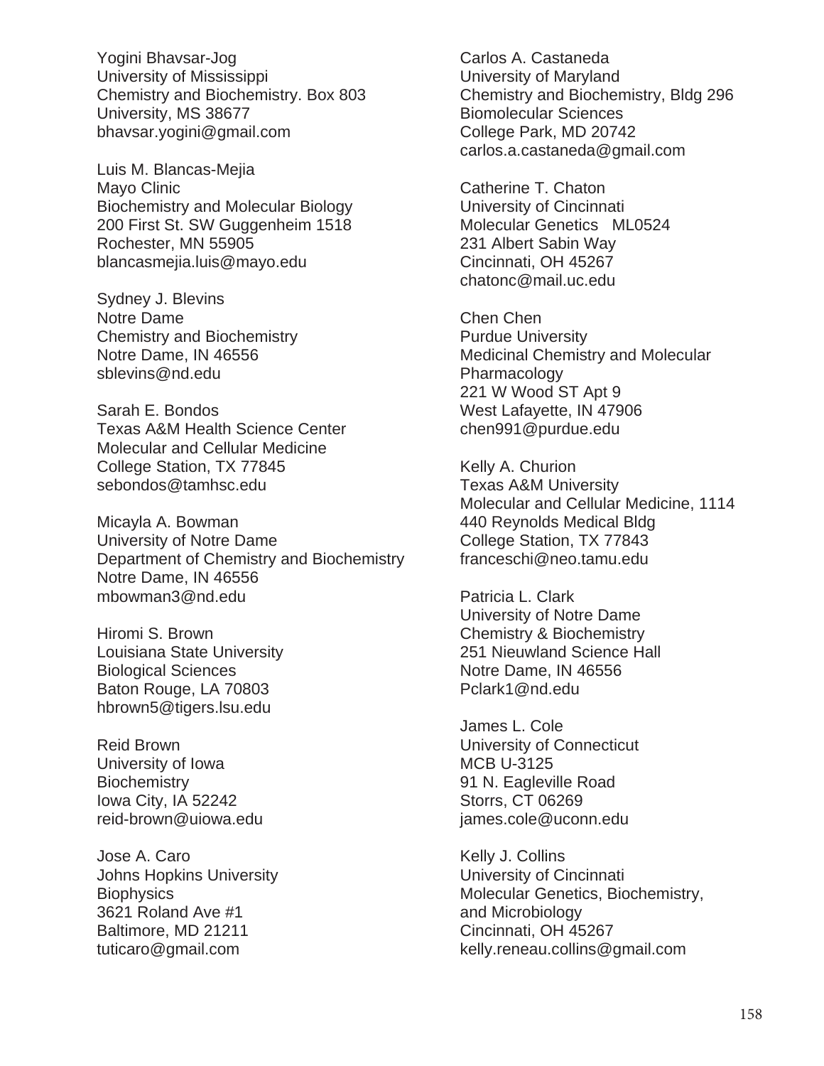Yogini Bhavsar-Jog
University of Mississippi
Chemistry and Biochemistry. Box 803
University, MS 38677
bhavsar.yogini@gmail.com

Luis M. Blancas-Mejia
Mayo Clinic
Biochemistry and Molecular Biology
200 First St. SW Guggenheim 1518
Rochester, MN 55905
blancasmejia.luis@mayo.edu

Sydney J. Blevins
Notre Dame
Chemistry and Biochemistry
Notre Dame, IN 46556
sblevins@nd.edu

Sarah E. Bondos
Texas A&M Health Science Center
Molecular and Cellular Medicine
College Station, TX 77845
sebondos@tamhsc.edu

Micayla A. Bowman
University of Notre Dame
Department of Chemistry and Biochemistry
Notre Dame, IN 46556
mbowman3@nd.edu

Hiromi S. Brown
Louisiana State University
Biological Sciences
Baton Rouge, LA 70803
hbrown5@tigers.lsu.edu

Reid Brown
University of Iowa
Biochemistry
Iowa City, IA 52242
reid-brown@uiowa.edu

Jose A. Caro
Johns Hopkins University
Biophysics
3621 Roland Ave #1
Baltimore, MD 21211
tuticaro@gmail.com

Carlos A. Castaneda
University of Maryland
Chemistry and Biochemistry, Bldg 296
Biomolecular Sciences
College Park, MD 20742
carlos.a.castaneda@gmail.com

Catherine T. Chaton
University of Cincinnati
Molecular Genetics ML0524
231 Albert Sabin Way
Cincinnati, OH 45267
chatonc@mail.uc.edu

Chen Chen
Purdue University
Medicinal Chemistry and Molecular Pharmacology
221 W Wood ST Apt 9
West Lafayette, IN 47906
chen991@purdue.edu

Kelly A. Churion
Texas A&M University
Molecular and Cellular Medicine, 1114
440 Reynolds Medical Bldg
College Station, TX 77843
franceschi@neo.tamu.edu

Patricia L. Clark
University of Notre Dame
Chemistry & Biochemistry
251 Nieuwland Science Hall
Notre Dame, IN 46556
Pclark1@nd.edu

James L. Cole
University of Connecticut
MCB U-3125
91 N. Eagleville Road
Storrs, CT 06269
james.cole@uconn.edu

Kelly J. Collins
University of Cincinnati
Molecular Genetics, Biochemistry, and Microbiology
Cincinnati, OH 45267
kelly.reneau.collins@gmail.com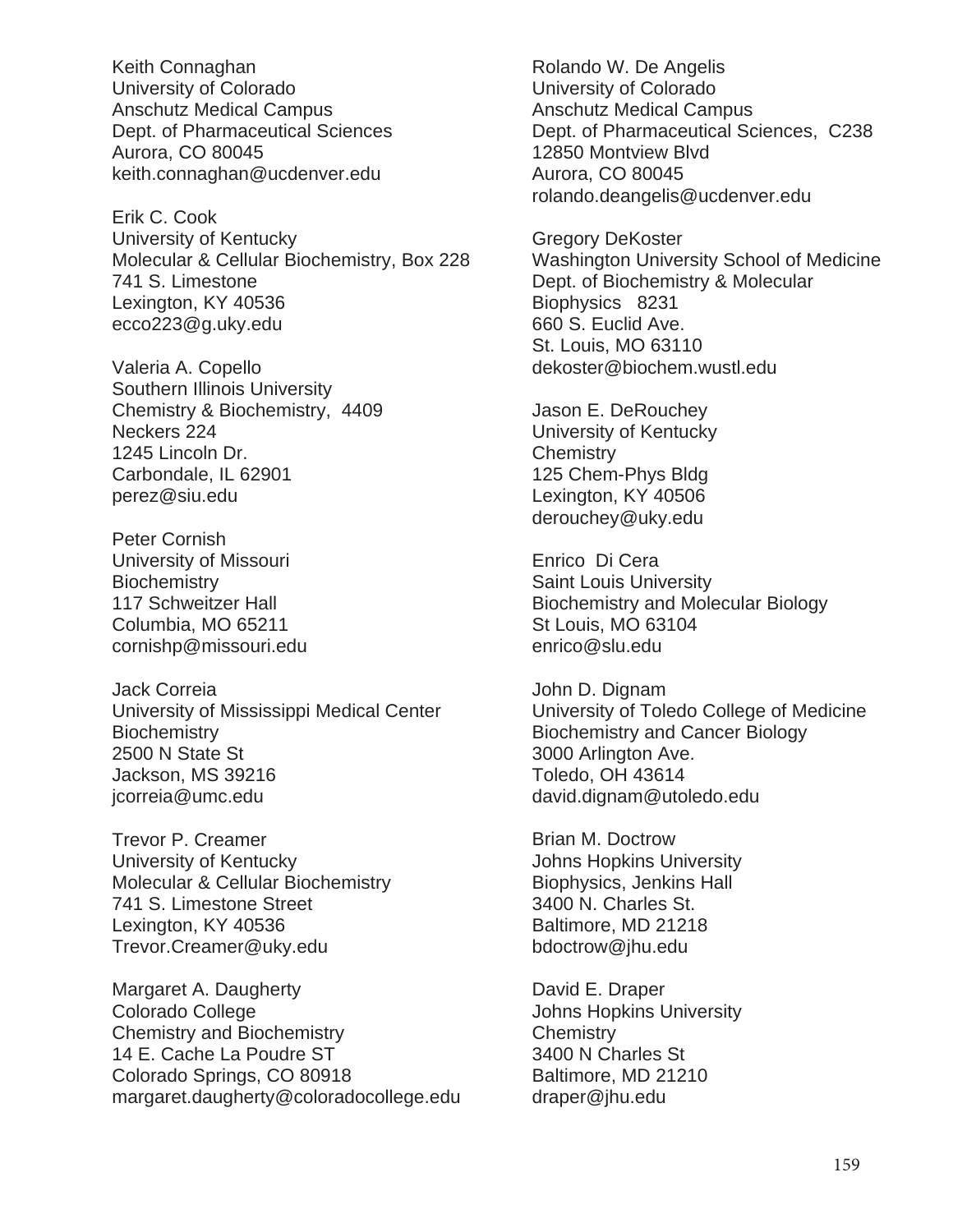Keith Connaghan
University of Colorado
Anschutz Medical Campus
Dept. of Pharmaceutical Sciences
Aurora, CO 80045
keith.connaghan@ucdenver.edu

Erik C. Cook
University of Kentucky
Molecular & Cellular Biochemistry, Box 228
741 S. Limestone
Lexington, KY 40536
ecco223@g.uky.edu

Valeria A. Copello
Southern Illinois University
Chemistry & Biochemistry, 4409
Neckers 224
1245 Lincoln Dr.
Carbondale, IL 62901
perez@siu.edu

Peter Cornish
University of Missouri
Biochemistry
117 Schweitzer Hall
Columbia, MO 65211
cornishp@missouri.edu

Jack Correia
University of Mississippi Medical Center
Biochemistry
2500 N State St
Jackson, MS 39216
jcorreia@umc.edu

Trevor P. Creamer
University of Kentucky
Molecular & Cellular Biochemistry
741 S. Limestone Street
Lexington, KY 40536
Trevor.Creamer@uky.edu

Margaret A. Daugherty
Colorado College
Chemistry and Biochemistry
14 E. Cache La Poudre ST
Colorado Springs, CO 80918
margaret.daugherty@coloradocollege.edu

Rolando W. De Angelis
University of Colorado
Anschutz Medical Campus
Dept. of Pharmaceutical Sciences, C238
12850 Montview Blvd
Aurora, CO 80045
rolando.deangelis@ucdenver.edu

Gregory DeKoster
Washington University School of Medicine
Dept. of Biochemistry & Molecular
Biophysics 8231
660 S. Euclid Ave.
St. Louis, MO 63110
dekoster@biochem.wustl.edu

Jason E. DeRouchey
University of Kentucky
Chemistry
125 Chem-Phys Bldg
Lexington, KY 40506
derouchey@uky.edu

Enrico Di Cera
Saint Louis University
Biochemistry and Molecular Biology
St Louis, MO 63104
enrico@slu.edu

John D. Dignam
University of Toledo College of Medicine
Biochemistry and Cancer Biology
3000 Arlington Ave.
Toledo, OH 43614
david.dignam@utoledo.edu

Brian M. Doctrow
Johns Hopkins University
Biophysics, Jenkins Hall
3400 N. Charles St.
Baltimore, MD 21218
bdoctrow@jhu.edu

David E. Draper
Johns Hopkins University
Chemistry
3400 N Charles St
Baltimore, MD 21210
draper@jhu.edu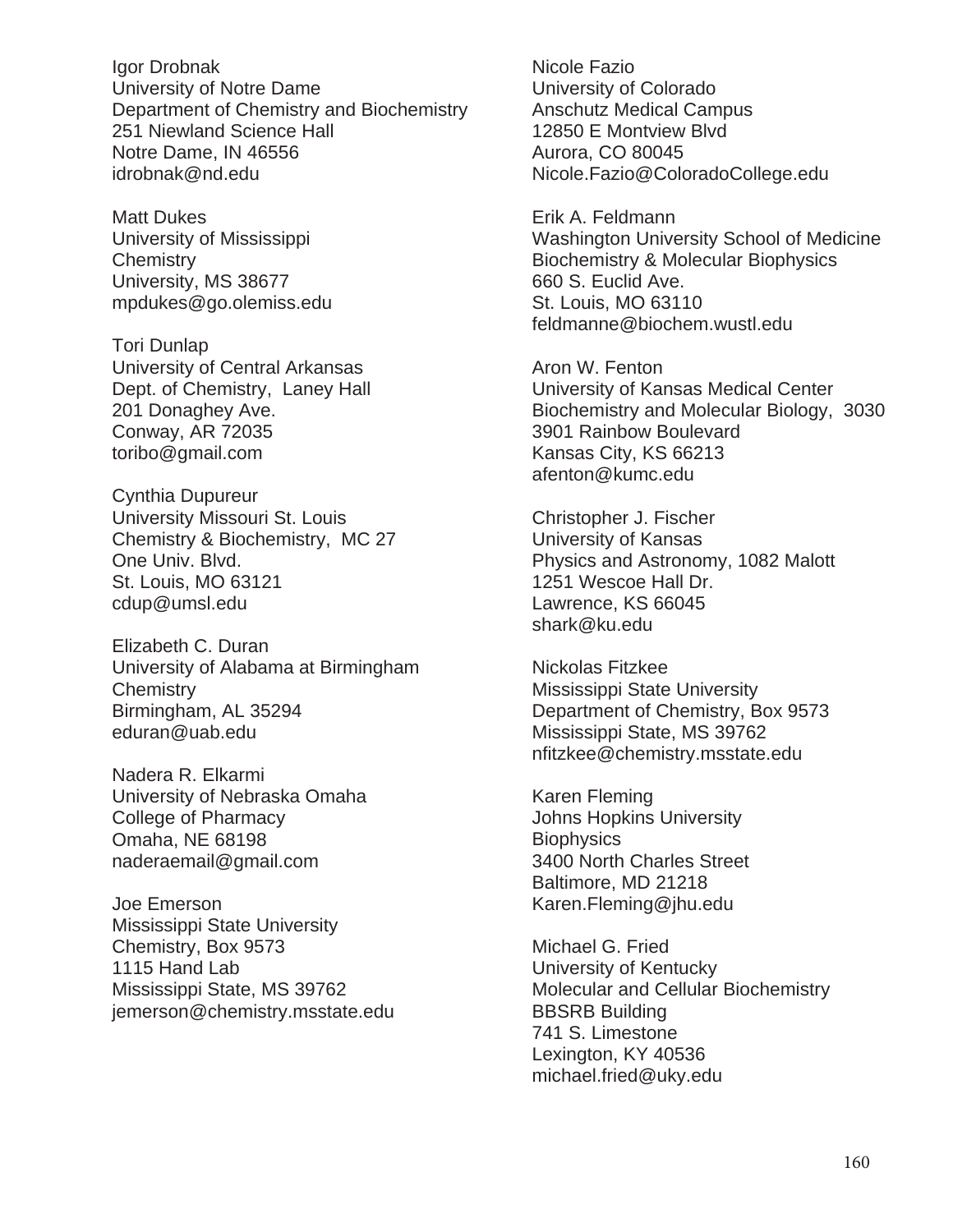Igor Drobnak
University of Notre Dame
Department of Chemistry and Biochemistry
251 Niewland Science Hall
Notre Dame, IN 46556
idrobnak@nd.edu

Matt Dukes
University of Mississippi
Chemistry
University, MS 38677
mpdukes@go.olemiss.edu

Tori Dunlap
University of Central Arkansas
Dept. of Chemistry, Laney Hall
201 Donaghey Ave.
Conway, AR 72035
toribo@gmail.com

Cynthia Dupureur
University Missouri St. Louis
Chemistry & Biochemistry, MC 27
One Univ. Blvd.
St. Louis, MO 63121
cdup@umsl.edu

Elizabeth C. Duran
University of Alabama at Birmingham
Chemistry
Birmingham, AL 35294
eduran@uab.edu

Nadera R. Elkarmi
University of Nebraska Omaha
College of Pharmacy
Omaha, NE 68198
naderaemail@gmail.com

Joe Emerson
Mississippi State University
Chemistry, Box 9573
1115 Hand Lab
Mississippi State, MS 39762
jemerson@chemistry.msstate.edu

Nicole Fazio
University of Colorado
Anschutz Medical Campus
12850 E Montview Blvd
Aurora, CO 80045
Nicole.Fazio@ColoradoCollege.edu

Erik A. Feldmann
Washington University School of Medicine
Biochemistry & Molecular Biophysics
660 S. Euclid Ave.
St. Louis, MO 63110
feldmanne@biochem.wustl.edu

Aron W. Fenton
University of Kansas Medical Center
Biochemistry and Molecular Biology, 3030
3901 Rainbow Boulevard
Kansas City, KS 66213
afenton@kumc.edu

Christopher J. Fischer
University of Kansas
Physics and Astronomy, 1082 Malott
1251 Wescoe Hall Dr.
Lawrence, KS 66045
shark@ku.edu

Nickolas Fitzkee
Mississippi State University
Department of Chemistry, Box 9573
Mississippi State, MS 39762
nfitzkee@chemistry.msstate.edu

Karen Fleming
Johns Hopkins University
Biophysics
3400 North Charles Street
Baltimore, MD 21218
Karen.Fleming@jhu.edu

Michael G. Fried
University of Kentucky
Molecular and Cellular Biochemistry
BBSRB Building
741 S. Limestone
Lexington, KY 40536
michael.fried@uky.edu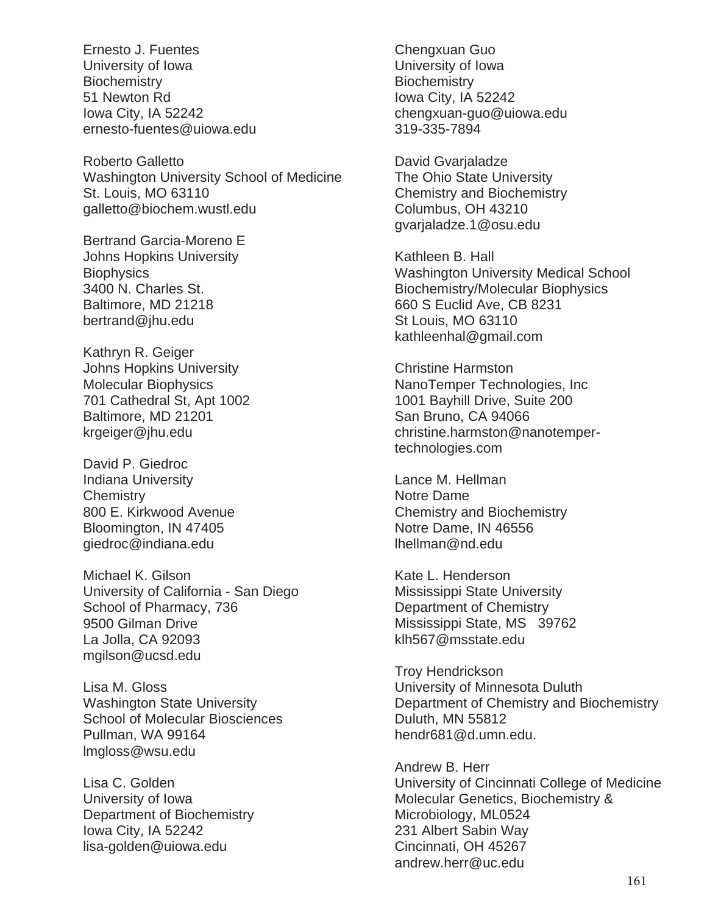Ernesto J. Fuentes  
University of Iowa  
Biochemistry  
51 Newton Rd  
Iowa City, IA 52242  
ernesto-fuentes@uiowa.edu

Roberto Galletto  
Washington University School of Medicine  
St. Louis, MO 63110  
galletto@biochem.wustl.edu

Bertrand Garcia-Moreno E  
Johns Hopkins University  
Biophysics  
3400 N. Charles St.  
Baltimore, MD 21218  
bertrand@jhu.edu

Kathryn R. Geiger  
Johns Hopkins University  
Molecular Biophysics  
701 Cathedral St, Apt 1002  
Baltimore, MD 21201  
krgeiger@jhu.edu

David P. Giedroc  
Indiana University  
Chemistry  
800 E. Kirkwood Avenue  
Bloomington, IN 47405  
giedroc@indiana.edu

Michael K. Gilson  
University of California - San Diego  
School of Pharmacy, 736  
9500 Gilman Drive  
La Jolla, CA 92093  
mgilson@ucsd.edu

Lisa M. Gloss  
Washington State University  
School of Molecular Biosciences  
Pullman, WA 99164  
lmgloss@wsu.edu

Lisa C. Golden  
University of Iowa  
Department of Biochemistry  
Iowa City, IA 52242  
lisa-golden@uiowa.edu

Chengxuan Guo  
University of Iowa  
Biochemistry  
Iowa City, IA 52242  
chengxuan-guo@uiowa.edu  
319-335-7894

David Gvarjaladze  
The Ohio State University  
Chemistry and Biochemistry  
Columbus, OH 43210  
gvarjaladze.1@osu.edu

Kathleen B. Hall  
Washington University Medical School  
Biochemistry/Molecular Biophysics  
660 S Euclid Ave, CB 8231  
St Louis, MO 63110  
kathleenhal@gmail.com

Christine Harmston  
NanoTemper Technologies, Inc  
1001 Bayhill Drive, Suite 200  
San Bruno, CA 94066  
christine.harmston@nanotemper-technologies.com

Lance M. Hellman  
Notre Dame  
Chemistry and Biochemistry  
Notre Dame, IN 46556  
lhellman@nd.edu

Kate L. Henderson  
Mississippi State University  
Department of Chemistry  
Mississippi State, MS 39762  
klh567@msstate.edu

Troy Hendrickson  
University of Minnesota Duluth  
Department of Chemistry and Biochemistry  
Duluth, MN 55812  
hendr681@d.umn.edu.

Andrew B. Herr  
University of Cincinnati College of Medicine  
Molecular Genetics, Biochemistry &  
Microbiology, ML0524  
231 Albert Sabin Way  
Cincinnati, OH 45267  
andrew.herr@uc.edu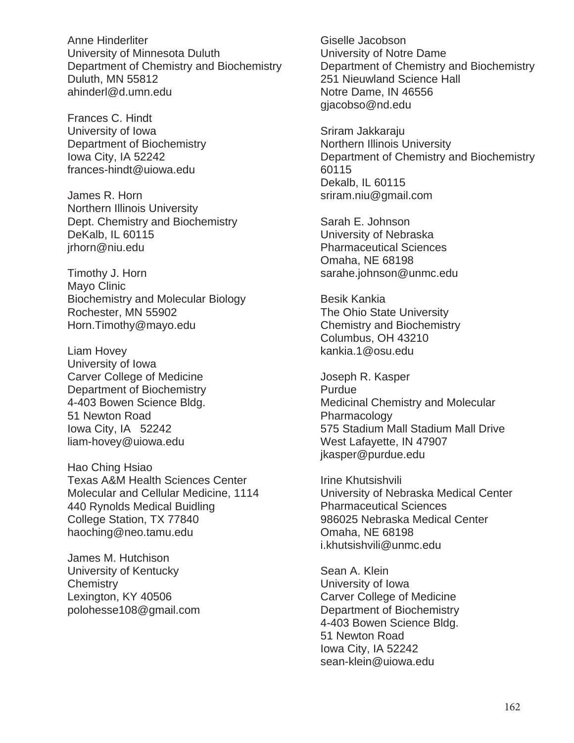Anne Hinderliter
University of Minnesota Duluth
Department of Chemistry and Biochemistry
Duluth, MN 55812
ahinderl@d.umn.edu

Frances C. Hindt
University of Iowa
Department of Biochemistry
Iowa City, IA 52242
frances-hindt@uiowa.edu

James R. Horn
Northern Illinois University
Dept. Chemistry and Biochemistry
DeKalb, IL 60115
jrhorn@niu.edu

Timothy J. Horn
Mayo Clinic
Biochemistry and Molecular Biology
Rochester, MN 55902
Horn.Timothy@mayo.edu

Liam Hovey
University of Iowa
Carver College of Medicine
Department of Biochemistry
4-403 Bowen Science Bldg.
51 Newton Road
Iowa City, IA 52242
liam-hovey@uiowa.edu

Hao Ching Hsiao
Texas A&M Health Sciences Center
Molecular and Cellular Medicine, 1114
440 Rynolds Medical Buidling
College Station, TX 77840
haoching@neo.tamu.edu

James M. Hutchison
University of Kentucky
Chemistry
Lexington, KY 40506
polohesse108@gmail.com

Giselle Jacobson
University of Notre Dame
Department of Chemistry and Biochemistry
251 Nieuwland Science Hall
Notre Dame, IN 46556
gjacobso@nd.edu

Sriram Jakkaraju
Northern Illinois University
Department of Chemistry and Biochemistry
60115
Dekalb, IL 60115
sriram.niu@gmail.com

Sarah E. Johnson
University of Nebraska
Pharmaceutical Sciences
Omaha, NE 68198
sarahe.johnson@unmc.edu

Besik Kankia
The Ohio State University
Chemistry and Biochemistry
Columbus, OH 43210
kankia.1@osu.edu

Joseph R. Kasper
Purdue
Medicinal Chemistry and Molecular Pharmacology
575 Stadium Mall Stadium Mall Drive
West Lafayette, IN 47907
jkasper@purdue.edu

Irine Khutsishvili
University of Nebraska Medical Center
Pharmaceutical Sciences
986025 Nebraska Medical Center
Omaha, NE 68198
i.khutsishvili@unmc.edu

Sean A. Klein
University of Iowa
Carver College of Medicine
Department of Biochemistry
4-403 Bowen Science Bldg.
51 Newton Road
Iowa City, IA 52242
sean-klein@uiowa.edu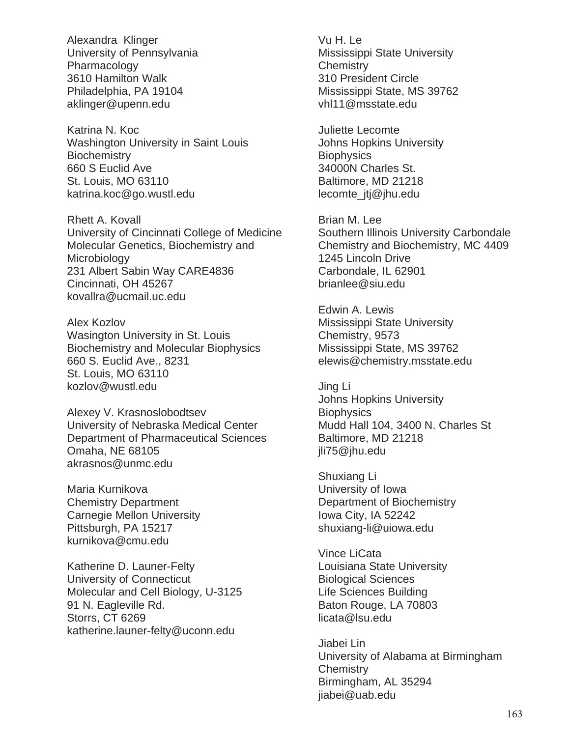Alexandra  Klinger
University of Pennsylvania
Pharmacology
3610 Hamilton Walk
Philadelphia, PA 19104
aklinger@upenn.edu

Katrina N. Koc
Washington University in Saint Louis
Biochemistry
660 S Euclid Ave
St. Louis, MO 63110
katrina.koc@go.wustl.edu

Rhett A. Kovall
University of Cincinnati College of Medicine
Molecular Genetics, Biochemistry and Microbiology
231 Albert Sabin Way CARE4836
Cincinnati, OH 45267
kovallra@ucmail.uc.edu

Alex Kozlov
Wasington University in St. Louis
Biochemistry and Molecular Biophysics
660 S. Euclid Ave., 8231
St. Louis, MO 63110
kozlov@wustl.edu

Alexey V. Krasnoslobodtsev
University of Nebraska Medical Center
Department of Pharmaceutical Sciences
Omaha, NE 68105
akrasnos@unmc.edu

Maria Kurnikova
Chemistry Department
Carnegie Mellon University
Pittsburgh, PA 15217
kurnikova@cmu.edu

Katherine D. Launer-Felty
University of Connecticut
Molecular and Cell Biology, U-3125
91 N. Eagleville Rd.
Storrs, CT 6269
katherine.launer-felty@uconn.edu

Vu H. Le
Mississippi State University
Chemistry
310 President Circle
Mississippi State, MS 39762
vhl11@msstate.edu

Juliette Lecomte
Johns Hopkins University
Biophysics
34000N Charles St.
Baltimore, MD 21218
lecomte_jtj@jhu.edu

Brian M. Lee
Southern Illinois University Carbondale
Chemistry and Biochemistry, MC 4409
1245 Lincoln Drive
Carbondale, IL 62901
brianlee@siu.edu

Edwin A. Lewis
Mississippi State University
Chemistry, 9573
Mississippi State, MS 39762
elewis@chemistry.msstate.edu

Jing Li
Johns Hopkins University
Biophysics
Mudd Hall 104, 3400 N. Charles St
Baltimore, MD 21218
jli75@jhu.edu

Shuxiang Li
University of Iowa
Department of Biochemistry
Iowa City, IA 52242
shuxiang-li@uiowa.edu

Vince LiCata
Louisiana State University
Biological Sciences
Life Sciences Building
Baton Rouge, LA 70803
licata@lsu.edu

Jiabei Lin
University of Alabama at Birmingham
Chemistry
Birmingham, AL 35294
jiabei@uab.edu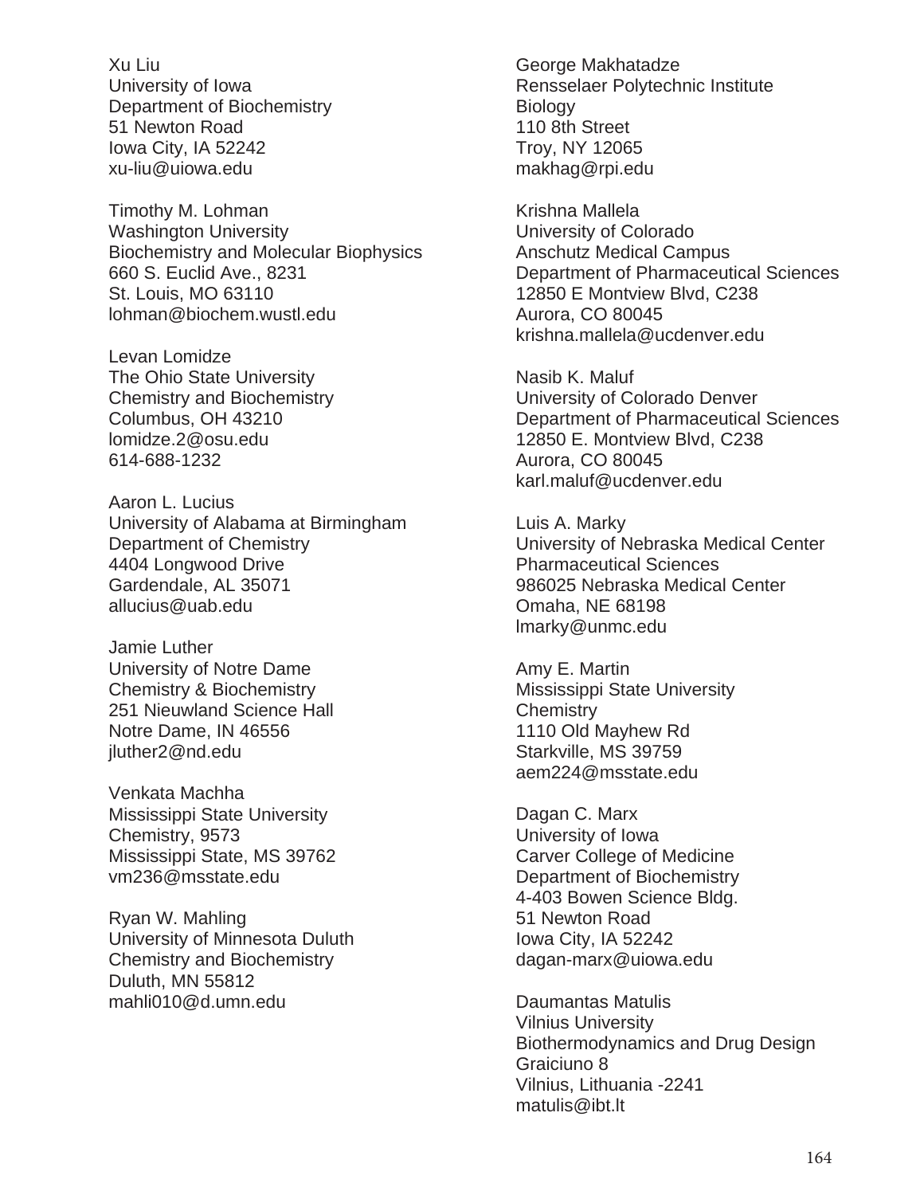Xu Liu
University of Iowa
Department of Biochemistry
51 Newton Road
Iowa City, IA 52242
xu-liu@uiowa.edu

Timothy M. Lohman
Washington University
Biochemistry and Molecular Biophysics
660 S. Euclid Ave., 8231
St. Louis, MO 63110
lohman@biochem.wustl.edu

Levan Lomidze
The Ohio State University
Chemistry and Biochemistry
Columbus, OH 43210
lomidze.2@osu.edu
614-688-1232

Aaron L. Lucius
University of Alabama at Birmingham
Department of Chemistry
4404 Longwood Drive
Gardendale, AL 35071
allucius@uab.edu

Jamie Luther
University of Notre Dame
Chemistry & Biochemistry
251 Nieuwland Science Hall
Notre Dame, IN 46556
jluther2@nd.edu

Venkata Machha
Mississippi State University
Chemistry, 9573
Mississippi State, MS 39762
vm236@msstate.edu

Ryan W. Mahling
University of Minnesota Duluth
Chemistry and Biochemistry
Duluth, MN 55812
mahli010@d.umn.edu

George Makhatadze
Rensselaer Polytechnic Institute
Biology
110 8th Street
Troy, NY 12065
makhag@rpi.edu

Krishna Mallela
University of Colorado
Anschutz Medical Campus
Department of Pharmaceutical Sciences
12850 E Montview Blvd, C238
Aurora, CO 80045
krishna.mallela@ucdenver.edu

Nasib K. Maluf
University of Colorado Denver
Department of Pharmaceutical Sciences
12850 E. Montview Blvd, C238
Aurora, CO 80045
karl.maluf@ucdenver.edu

Luis A. Marky
University of Nebraska Medical Center
Pharmaceutical Sciences
986025 Nebraska Medical Center
Omaha, NE 68198
lmarky@unmc.edu

Amy E. Martin
Mississippi State University
Chemistry
1110 Old Mayhew Rd
Starkville, MS 39759
aem224@msstate.edu

Dagan C. Marx
University of Iowa
Carver College of Medicine
Department of Biochemistry
4-403 Bowen Science Bldg.
51 Newton Road
Iowa City, IA 52242
dagan-marx@uiowa.edu

Daumantas Matulis
Vilnius University
Biothermodynamics and Drug Design
Graiciuno 8
Vilnius, Lithuania -2241
matulis@ibt.lt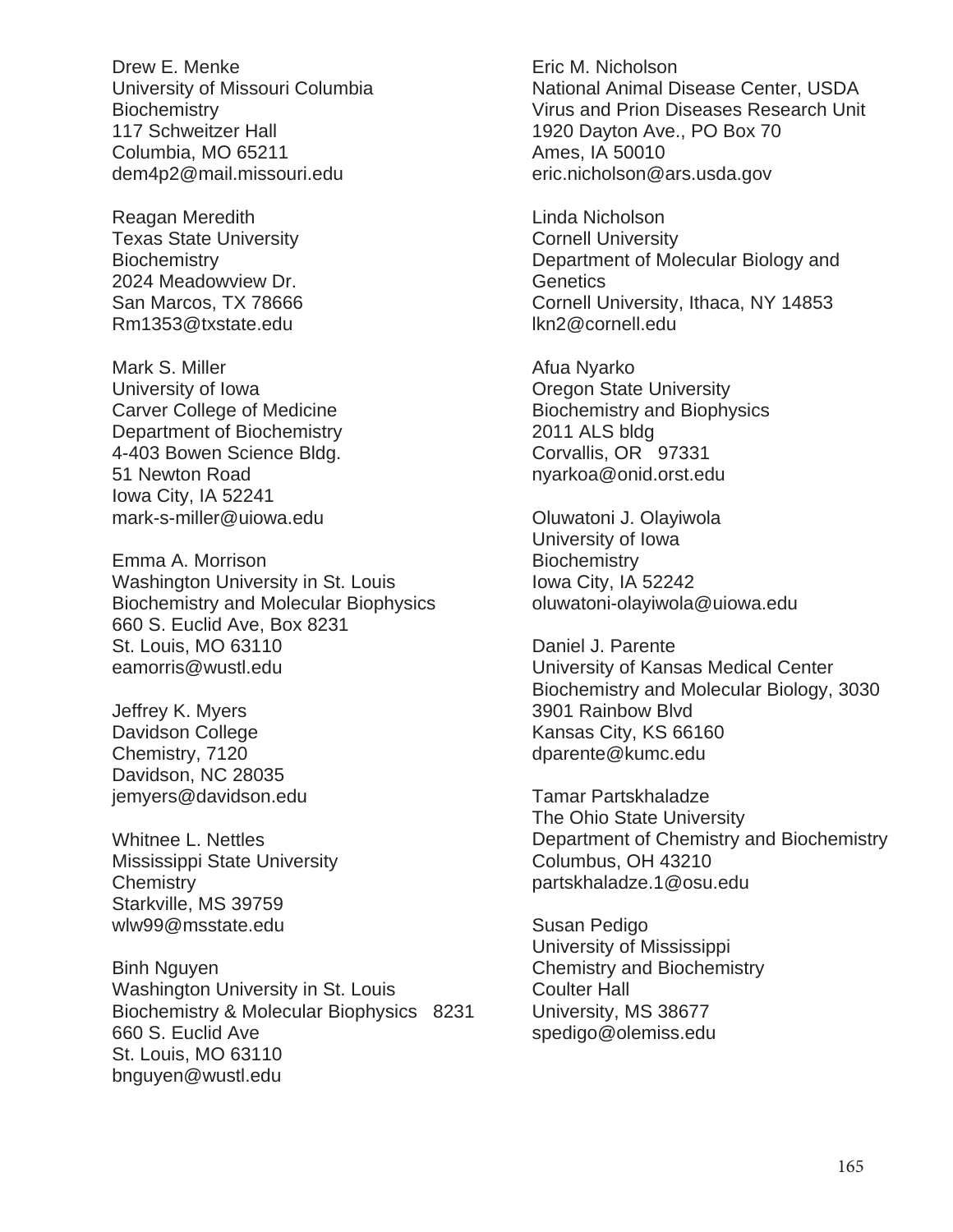Drew E. Menke
University of Missouri Columbia
Biochemistry
117 Schweitzer Hall
Columbia, MO 65211
dem4p2@mail.missouri.edu

Reagan Meredith
Texas State University
Biochemistry
2024 Meadowview Dr.
San Marcos, TX 78666
Rm1353@txstate.edu

Mark S. Miller
University of Iowa
Carver College of Medicine
Department of Biochemistry
4-403 Bowen Science Bldg.
51 Newton Road
Iowa City, IA 52241
mark-s-miller@uiowa.edu

Emma A. Morrison
Washington University in St. Louis
Biochemistry and Molecular Biophysics
660 S. Euclid Ave, Box 8231
St. Louis, MO 63110
eamorris@wustl.edu

Jeffrey K. Myers
Davidson College
Chemistry, 7120
Davidson, NC 28035
jemyers@davidson.edu

Whitnee L. Nettles
Mississippi State University
Chemistry
Starkville, MS 39759
wlw99@msstate.edu

Binh Nguyen
Washington University in St. Louis
Biochemistry & Molecular Biophysics 8231
660 S. Euclid Ave
St. Louis, MO 63110
bnguyen@wustl.edu

Eric M. Nicholson
National Animal Disease Center, USDA
Virus and Prion Diseases Research Unit
1920 Dayton Ave., PO Box 70
Ames, IA 50010
eric.nicholson@ars.usda.gov

Linda Nicholson
Cornell University
Department of Molecular Biology and Genetics
Cornell University, Ithaca, NY 14853
lkn2@cornell.edu

Afua Nyarko
Oregon State University
Biochemistry and Biophysics
2011 ALS bldg
Corvallis, OR 97331
nyarkoa@onid.orst.edu

Oluwatoni J. Olayiwola
University of Iowa
Biochemistry
Iowa City, IA 52242
oluwatoni-olayiwola@uiowa.edu

Daniel J. Parente
University of Kansas Medical Center
Biochemistry and Molecular Biology, 3030
3901 Rainbow Blvd
Kansas City, KS 66160
dparente@kumc.edu

Tamar Partskhaladze
The Ohio State University
Department of Chemistry and Biochemistry
Columbus, OH 43210
partskhaladze.1@osu.edu

Susan Pedigo
University of Mississippi
Chemistry and Biochemistry
Coulter Hall
University, MS 38677
spedigo@olemiss.edu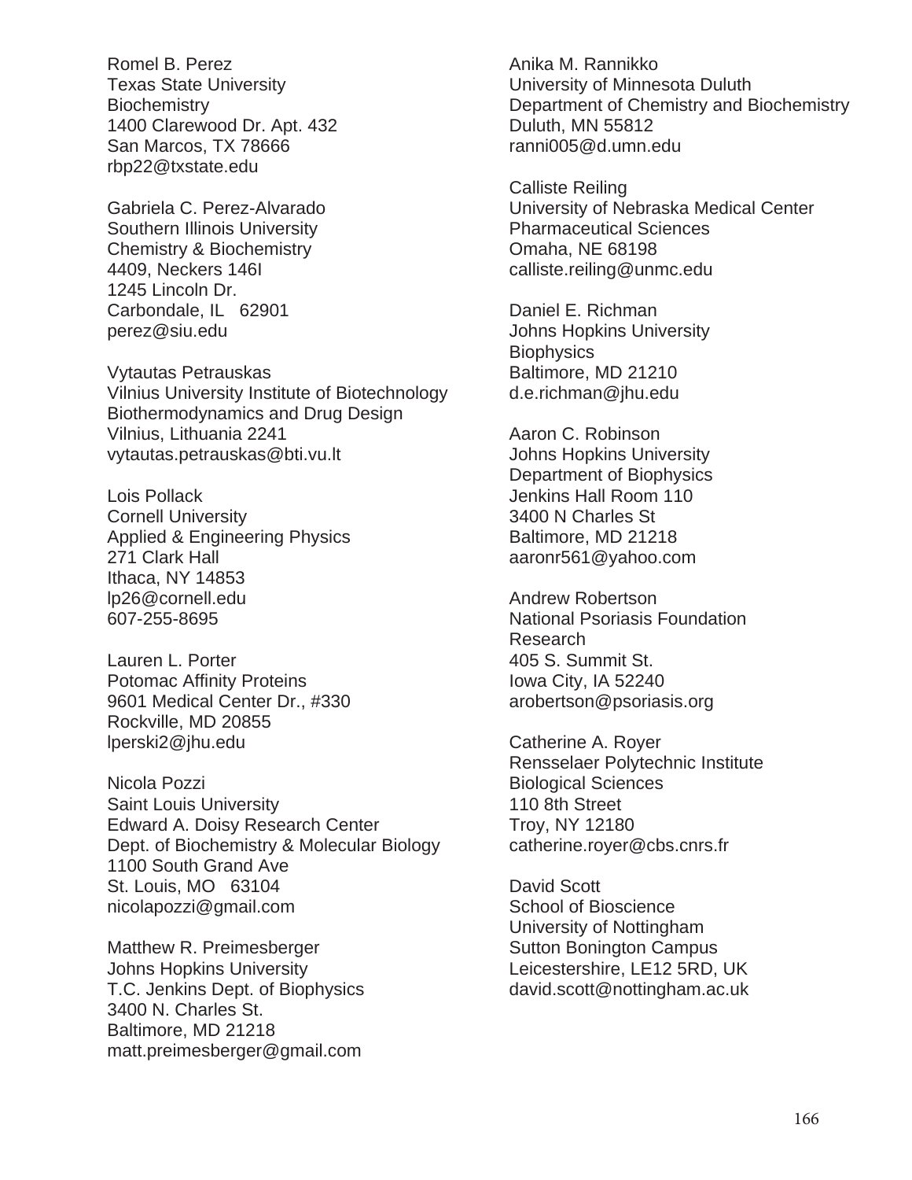Romel B. Perez
Texas State University
Biochemistry
1400 Clarewood Dr. Apt. 432
San Marcos, TX 78666
rbp22@txstate.edu

Gabriela C. Perez-Alvarado
Southern Illinois University
Chemistry & Biochemistry
4409, Neckers 146I
1245 Lincoln Dr.
Carbondale, IL 62901
perez@siu.edu

Vytautas Petrauskas
Vilnius University Institute of Biotechnology
Biothermodynamics and Drug Design
Vilnius, Lithuania 2241
vytautas.petrauskas@bti.vu.lt

Lois Pollack
Cornell University
Applied & Engineering Physics
271 Clark Hall
Ithaca, NY 14853
lp26@cornell.edu
607-255-8695

Lauren L. Porter
Potomac Affinity Proteins
9601 Medical Center Dr., #330
Rockville, MD 20855
lperski2@jhu.edu

Nicola Pozzi
Saint Louis University
Edward A. Doisy Research Center
Dept. of Biochemistry & Molecular Biology
1100 South Grand Ave
St. Louis, MO 63104
nicolapozzi@gmail.com

Matthew R. Preimesberger
Johns Hopkins University
T.C. Jenkins Dept. of Biophysics
3400 N. Charles St.
Baltimore, MD 21218
matt.preimesberger@gmail.com

Anika M. Rannikko
University of Minnesota Duluth
Department of Chemistry and Biochemistry
Duluth, MN 55812
ranni005@d.umn.edu

Calliste Reiling
University of Nebraska Medical Center
Pharmaceutical Sciences
Omaha, NE 68198
calliste.reiling@unmc.edu

Daniel E. Richman
Johns Hopkins University
Biophysics
Baltimore, MD 21210
d.e.richman@jhu.edu

Aaron C. Robinson
Johns Hopkins University
Department of Biophysics
Jenkins Hall Room 110
3400 N Charles St
Baltimore, MD 21218
aaronr561@yahoo.com

Andrew Robertson
National Psoriasis Foundation
Research
405 S. Summit St.
Iowa City, IA 52240
arobertson@psoriasis.org

Catherine A. Royer
Rensselaer Polytechnic Institute
Biological Sciences
110 8th Street
Troy, NY 12180
catherine.royer@cbs.cnrs.fr

David Scott
School of Bioscience
University of Nottingham
Sutton Bonington Campus
Leicestershire, LE12 5RD, UK
david.scott@nottingham.ac.uk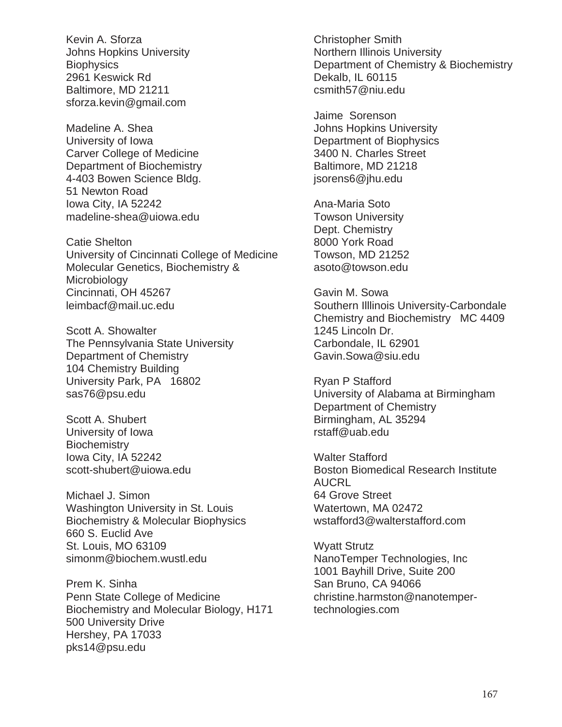Kevin A. Sforza
Johns Hopkins University
Biophysics
2961 Keswick Rd
Baltimore, MD 21211
sforza.kevin@gmail.com

Madeline A. Shea
University of Iowa
Carver College of Medicine
Department of Biochemistry
4-403 Bowen Science Bldg.
51 Newton Road
Iowa City, IA 52242
madeline-shea@uiowa.edu

Catie Shelton
University of Cincinnati College of Medicine
Molecular Genetics, Biochemistry & Microbiology
Cincinnati, OH 45267
leimbacf@mail.uc.edu

Scott A. Showalter
The Pennsylvania State University
Department of Chemistry
104 Chemistry Building
University Park, PA 16802
sas76@psu.edu

Scott A. Shubert
University of Iowa
Biochemistry
Iowa City, IA 52242
scott-shubert@uiowa.edu

Michael J. Simon
Washington University in St. Louis
Biochemistry & Molecular Biophysics
660 S. Euclid Ave
St. Louis, MO 63109
simonm@biochem.wustl.edu

Prem K. Sinha
Penn State College of Medicine
Biochemistry and Molecular Biology, H171
500 University Drive
Hershey, PA 17033
pks14@psu.edu

Christopher Smith
Northern Illinois University
Department of Chemistry & Biochemistry
Dekalb, IL 60115
csmith57@niu.edu

Jaime Sorenson
Johns Hopkins University
Department of Biophysics
3400 N. Charles Street
Baltimore, MD 21218
jsorens6@jhu.edu

Ana-Maria Soto
Towson University
Dept. Chemistry
8000 York Road
Towson, MD 21252
asoto@towson.edu

Gavin M. Sowa
Southern Illlinois University-Carbondale
Chemistry and Biochemistry MC 4409
1245 Lincoln Dr.
Carbondale, IL 62901
Gavin.Sowa@siu.edu

Ryan P Stafford
University of Alabama at Birmingham
Department of Chemistry
Birmingham, AL 35294
rstaff@uab.edu

Walter Stafford
Boston Biomedical Research Institute
AUCRL
64 Grove Street
Watertown, MA 02472
wstafford3@walterstafford.com

Wyatt Strutz
NanoTemper Technologies, Inc
1001 Bayhill Drive, Suite 200
San Bruno, CA 94066
christine.harmston@nanotemper-technologies.com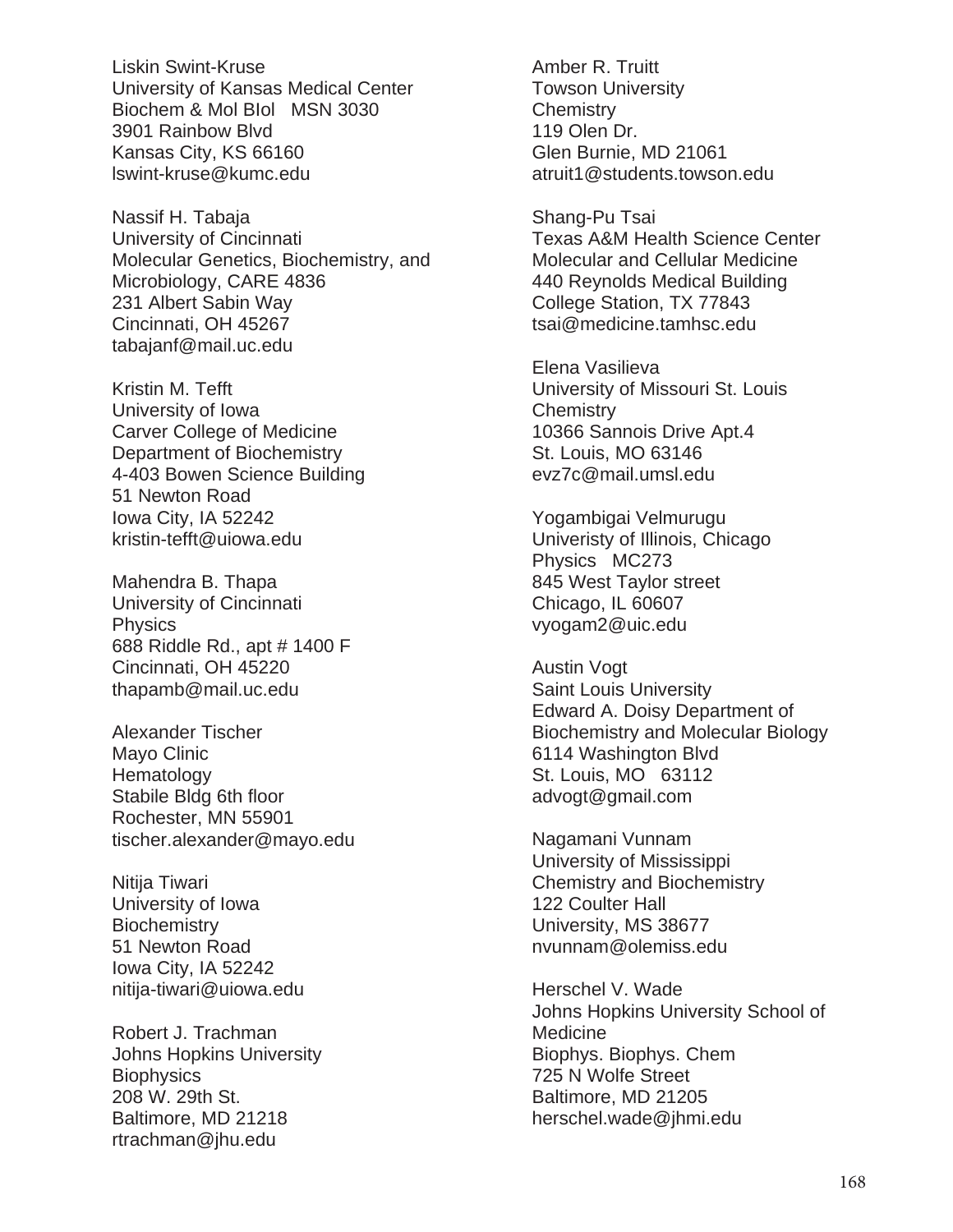Liskin Swint-Kruse
University of Kansas Medical Center
Biochem & Mol BIol   MSN 3030
3901 Rainbow Blvd
Kansas City, KS 66160
lswint-kruse@kumc.edu

Nassif H. Tabaja
University of Cincinnati
Molecular Genetics, Biochemistry, and Microbiology, CARE 4836
231 Albert Sabin Way
Cincinnati, OH 45267
tabajanf@mail.uc.edu

Kristin M. Tefft
University of Iowa
Carver College of Medicine
Department of Biochemistry
4-403 Bowen Science Building
51 Newton Road
Iowa City, IA 52242
kristin-tefft@uiowa.edu

Mahendra B. Thapa
University of Cincinnati
Physics
688 Riddle Rd., apt # 1400 F
Cincinnati, OH 45220
thapamb@mail.uc.edu

Alexander Tischer
Mayo Clinic
Hematology
Stabile Bldg 6th floor
Rochester, MN 55901
tischer.alexander@mayo.edu

Nitija Tiwari
University of Iowa
Biochemistry
51 Newton Road
Iowa City, IA 52242
nitija-tiwari@uiowa.edu

Robert J. Trachman
Johns Hopkins University
Biophysics
208 W. 29th St.
Baltimore, MD 21218
rtrachman@jhu.edu

Amber R. Truitt
Towson University
Chemistry
119 Olen Dr.
Glen Burnie, MD 21061
atruit1@students.towson.edu

Shang-Pu Tsai
Texas A&M Health Science Center
Molecular and Cellular Medicine
440 Reynolds Medical Building
College Station, TX 77843
tsai@medicine.tamhsc.edu

Elena Vasilieva
University of Missouri St. Louis
Chemistry
10366 Sannois Drive Apt.4
St. Louis, MO 63146
evz7c@mail.umsl.edu

Yogambigai Velmurugu
Univeristy of Illinois, Chicago
Physics   MC273
845 West Taylor street
Chicago, IL 60607
vyogam2@uic.edu

Austin Vogt
Saint Louis University
Edward A. Doisy Department of Biochemistry and Molecular Biology
6114 Washington Blvd
St. Louis, MO   63112
advogt@gmail.com

Nagamani Vunnam
University of Mississippi
Chemistry and Biochemistry
122 Coulter Hall
University, MS 38677
nvunnam@olemiss.edu

Herschel V. Wade
Johns Hopkins University School of Medicine
Biophys. Biophys. Chem
725 N Wolfe Street
Baltimore, MD 21205
herschel.wade@jhmi.edu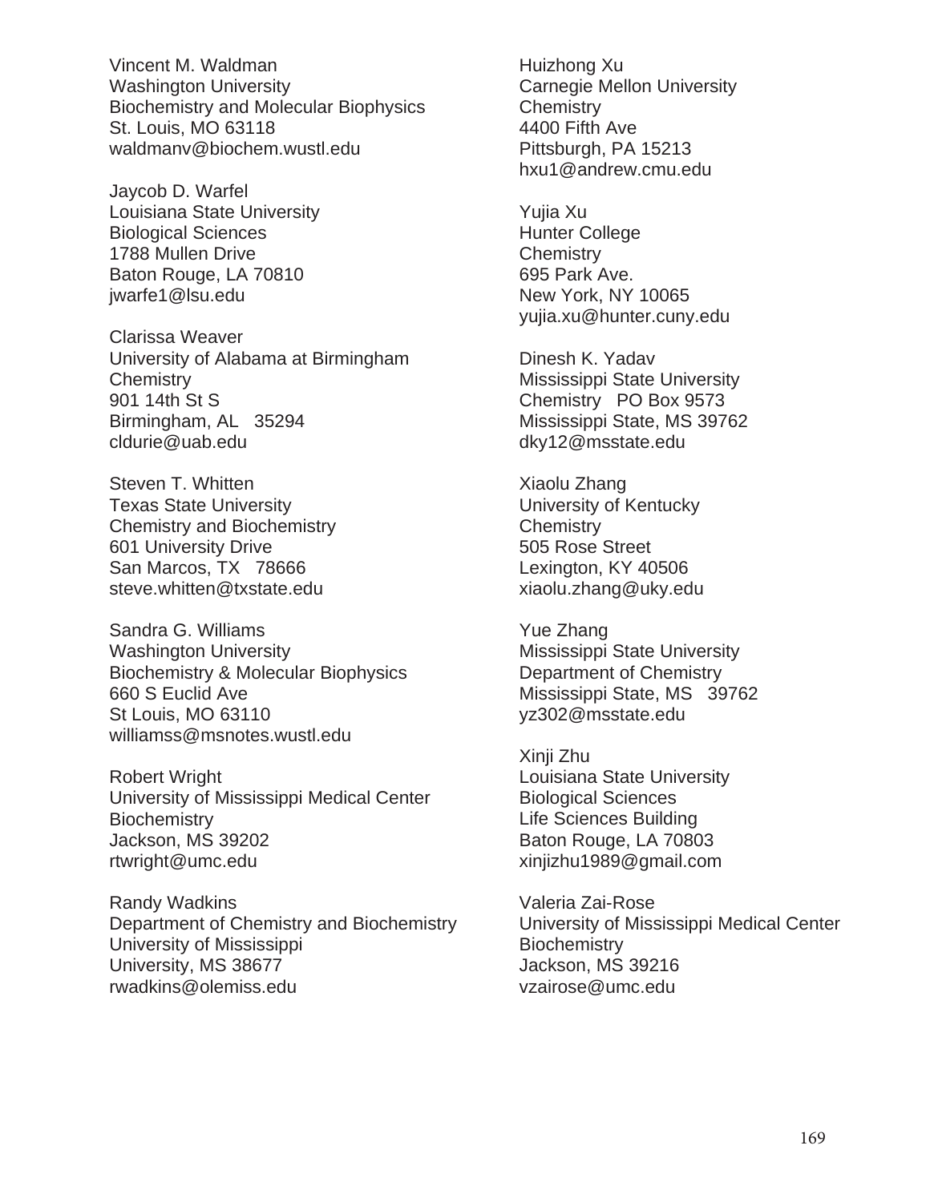Vincent M. Waldman
Washington University
Biochemistry and Molecular Biophysics
St. Louis, MO 63118
waldmanv@biochem.wustl.edu

Jaycob D. Warfel
Louisiana State University
Biological Sciences
1788 Mullen Drive
Baton Rouge, LA 70810
jwarfe1@lsu.edu

Clarissa Weaver
University of Alabama at Birmingham
Chemistry
901 14th St S
Birmingham, AL 35294
cldurie@uab.edu

Steven T. Whitten
Texas State University
Chemistry and Biochemistry
601 University Drive
San Marcos, TX 78666
steve.whitten@txstate.edu

Sandra G. Williams
Washington University
Biochemistry & Molecular Biophysics
660 S Euclid Ave
St Louis, MO 63110
williamss@msnotes.wustl.edu

Robert Wright
University of Mississippi Medical Center
Biochemistry
Jackson, MS 39202
rtwright@umc.edu

Randy Wadkins
Department of Chemistry and Biochemistry
University of Mississippi
University, MS 38677
rwadkins@olemiss.edu

Huizhong Xu
Carnegie Mellon University
Chemistry
4400 Fifth Ave
Pittsburgh, PA 15213
hxu1@andrew.cmu.edu

Yujia Xu
Hunter College
Chemistry
695 Park Ave.
New York, NY 10065
yujia.xu@hunter.cuny.edu

Dinesh K. Yadav
Mississippi State University
Chemistry PO Box 9573
Mississippi State, MS 39762
dky12@msstate.edu

Xiaolu Zhang
University of Kentucky
Chemistry
505 Rose Street
Lexington, KY 40506
xiaolu.zhang@uky.edu

Yue Zhang
Mississippi State University
Department of Chemistry
Mississippi State, MS 39762
yz302@msstate.edu

Xinji Zhu
Louisiana State University
Biological Sciences
Life Sciences Building
Baton Rouge, LA 70803
xinjizhu1989@gmail.com

Valeria Zai-Rose
University of Mississippi Medical Center
Biochemistry
Jackson, MS 39216
vzairose@umc.edu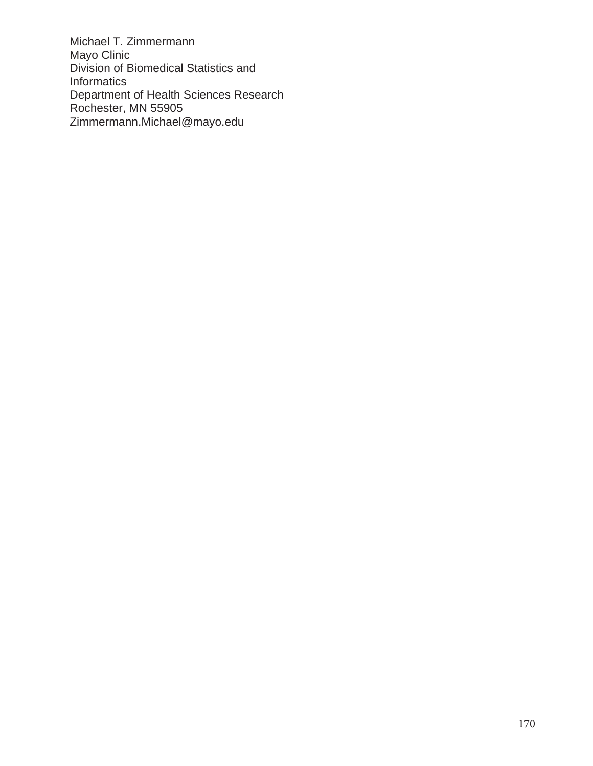Michael T. Zimmermann
Mayo Clinic
Division of Biomedical Statistics and
Informatics
Department of Health Sciences Research
Rochester, MN 55905
Zimmermann.Michael@mayo.edu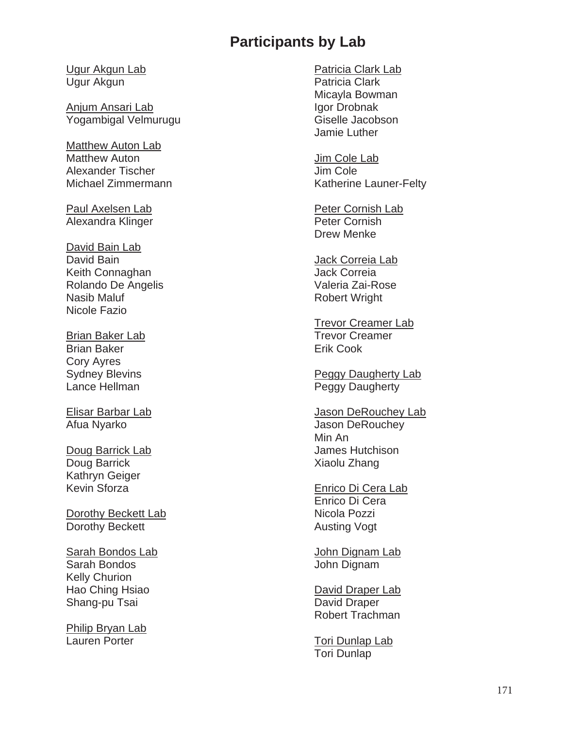# Participants by Lab

Ugur Akgun Lab
Ugur Akgun

Anjum Ansari Lab
Yogambigal Velmurugu

Matthew Auton Lab
Matthew Auton
Alexander Tischer
Michael Zimmermann

Paul Axelsen Lab
Alexandra Klinger

David Bain Lab
David Bain
Keith Connaghan
Rolando De Angelis
Nasib Maluf
Nicole Fazio

Brian Baker Lab
Brian Baker
Cory Ayres
Sydney Blevins
Lance Hellman

Elisar Barbar Lab
Afua Nyarko

Doug Barrick Lab
Doug Barrick
Kathryn Geiger
Kevin Sforza

Dorothy Beckett Lab
Dorothy Beckett

Sarah Bondos Lab
Sarah Bondos
Kelly Churion
Hao Ching Hsiao
Shang-pu Tsai

Philip Bryan Lab
Lauren Porter

Patricia Clark Lab
Patricia Clark
Micayla Bowman
Igor Drobnak
Giselle Jacobson
Jamie Luther

Jim Cole Lab
Jim Cole
Katherine Launer-Felty

Peter Cornish Lab
Peter Cornish
Drew Menke

Jack Correia Lab
Jack Correia
Valeria Zai-Rose
Robert Wright

Trevor Creamer Lab
Trevor Creamer
Erik Cook

Peggy Daugherty Lab
Peggy Daugherty

Jason DeRouchey Lab
Jason DeRouchey
Min An
James Hutchison
Xiaolu Zhang

Enrico Di Cera Lab
Enrico Di Cera
Nicola Pozzi
Austing Vogt

John Dignam Lab
John Dignam

David Draper Lab
David Draper
Robert Trachman

Tori Dunlap Lab
Tori Dunlap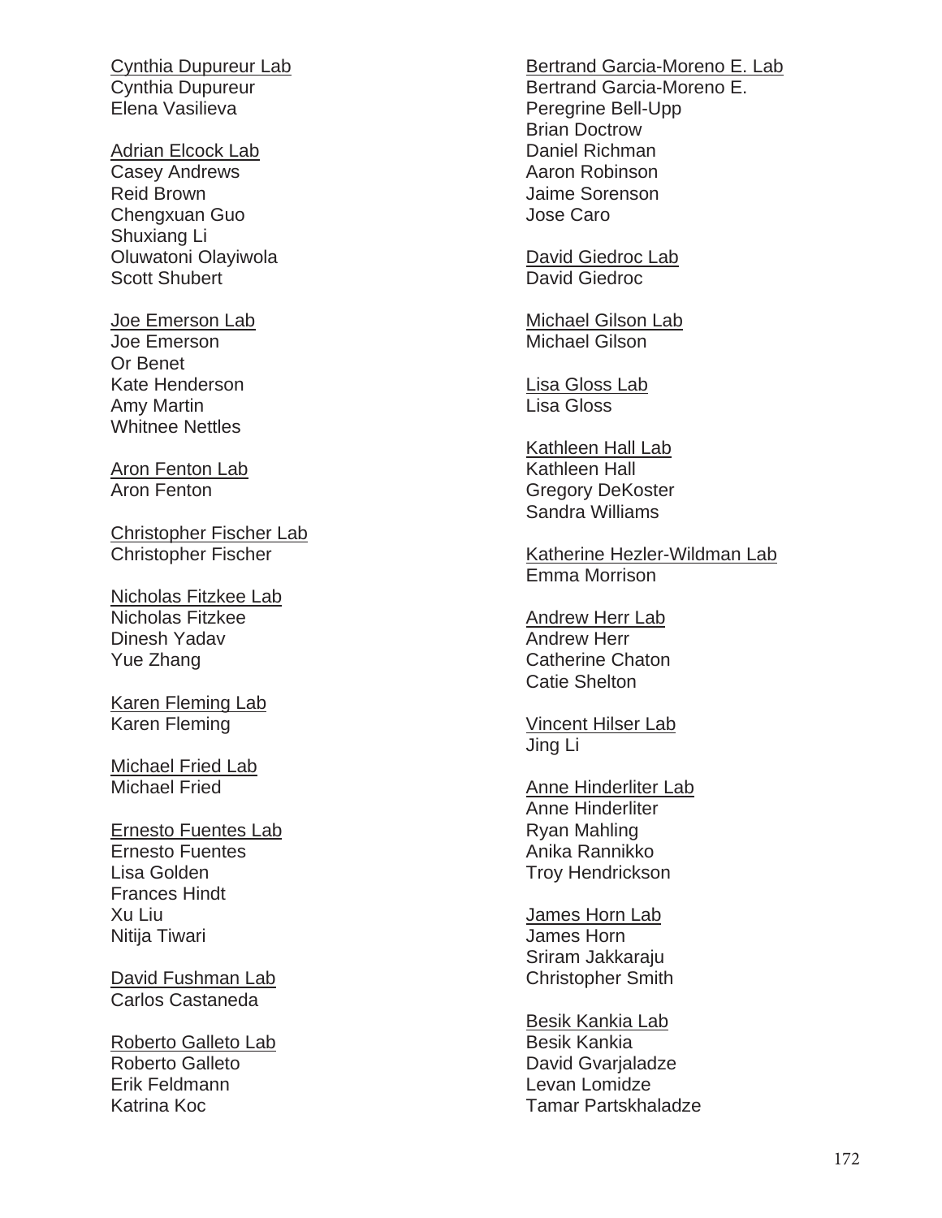Cynthia Dupureur Lab
Cynthia Dupureur
Elena Vasilieva

Adrian Elcock Lab
Casey Andrews
Reid Brown
Chengxuan Guo
Shuxiang Li
Oluwatoni Olayiwola
Scott Shubert

Joe Emerson Lab
Joe Emerson
Or Benet
Kate Henderson
Amy Martin
Whitnee Nettles

Aron Fenton Lab
Aron Fenton

Christopher Fischer Lab
Christopher Fischer

Nicholas Fitzkee Lab
Nicholas Fitzkee
Dinesh Yadav
Yue Zhang

Karen Fleming Lab
Karen Fleming

Michael Fried Lab
Michael Fried

Ernesto Fuentes Lab
Ernesto Fuentes
Lisa Golden
Frances Hindt
Xu Liu
Nitija Tiwari

David Fushman Lab
Carlos Castaneda

Roberto Galleto Lab
Roberto Galleto
Erik Feldmann
Katrina Koc

Bertrand Garcia-Moreno E. Lab
Bertrand Garcia-Moreno E.
Peregrine Bell-Upp
Brian Doctrow
Daniel Richman
Aaron Robinson
Jaime Sorenson
Jose Caro

David Giedroc Lab
David Giedroc

Michael Gilson Lab
Michael Gilson

Lisa Gloss Lab
Lisa Gloss

Kathleen Hall Lab
Kathleen Hall
Gregory DeKoster
Sandra Williams

Katherine Hezler-Wildman Lab
Emma Morrison

Andrew Herr Lab
Andrew Herr
Catherine Chaton
Catie Shelton

Vincent Hilser Lab
Jing Li

Anne Hinderliter Lab
Anne Hinderliter
Ryan Mahling
Anika Rannikko
Troy Hendrickson

James Horn Lab
James Horn
Sriram Jakkaraju
Christopher Smith

Besik Kankia Lab
Besik Kankia
David Gvarjaladze
Levan Lomidze
Tamar Partskhaladze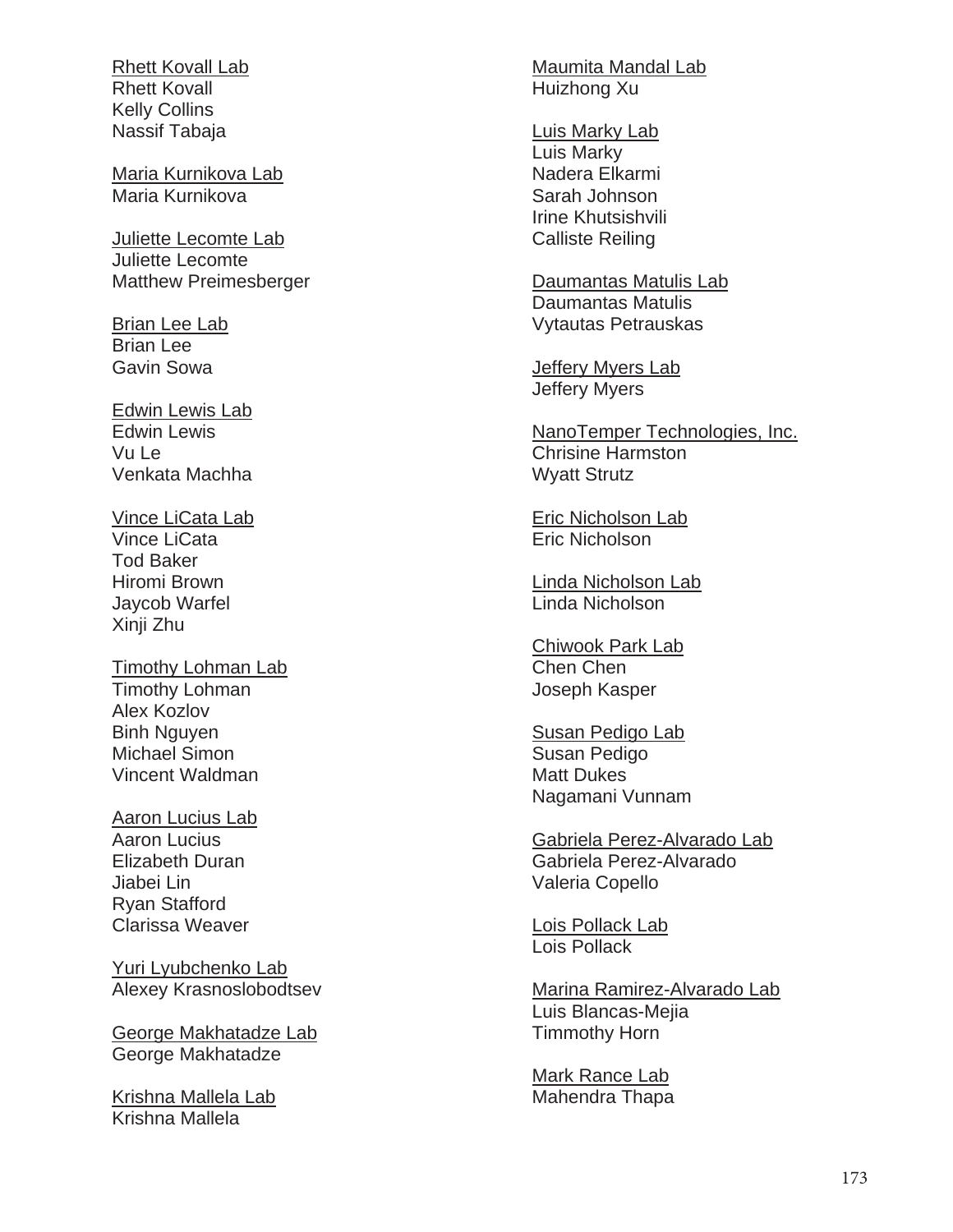<u>Rhett Kovall Lab</u>
Rhett Kovall
Kelly Collins
Nassif Tabaja

<u>Maria Kurnikova Lab</u>
Maria Kurnikova

<u>Juliette Lecomte Lab</u>
Juliette Lecomte
Matthew Preimesberger

<u>Brian Lee Lab</u>
Brian Lee
Gavin Sowa

<u>Edwin Lewis Lab</u>
Edwin Lewis
Vu Le
Venkata Machha

<u>Vince LiCata Lab</u>
Vince LiCata
Tod Baker
Hiromi Brown
Jaycob Warfel
Xinji Zhu

<u>Timothy Lohman Lab</u>
Timothy Lohman
Alex Kozlov
Binh Nguyen
Michael Simon
Vincent Waldman

<u>Aaron Lucius Lab</u>
Aaron Lucius
Elizabeth Duran
Jiabei Lin
Ryan Stafford
Clarissa Weaver

<u>Yuri Lyubchenko Lab</u>
Alexey Krasnoslobodtsev

<u>George Makhatadze Lab</u>
George Makhatadze

<u>Krishna Mallela Lab</u>
Krishna Mallela

<u>Maumita Mandal Lab</u>
Huizhong Xu

<u>Luis Marky Lab</u>
Luis Marky
Nadera Elkarmi
Sarah Johnson
Irine Khutsishvili
Calliste Reiling

<u>Daumantas Matulis Lab</u>
Daumantas Matulis
Vytautas Petrauskas

<u>Jeffery Myers Lab</u>
Jeffery Myers

<u>NanoTemper Technologies, Inc.</u>
Chrisine Harmston
Wyatt Strutz

<u>Eric Nicholson Lab</u>
Eric Nicholson

<u>Linda Nicholson Lab</u>
Linda Nicholson

<u>Chiwook Park Lab</u>
Chen Chen
Joseph Kasper

<u>Susan Pedigo Lab</u>
Susan Pedigo
Matt Dukes
Nagamani Vunnam

<u>Gabriela Perez-Alvarado Lab</u>
Gabriela Perez-Alvarado
Valeria Copello

<u>Lois Pollack Lab</u>
Lois Pollack

<u>Marina Ramirez-Alvarado Lab</u>
Luis Blancas-Mejia
Timmothy Horn

<u>Mark Rance Lab</u>
Mahendra Thapa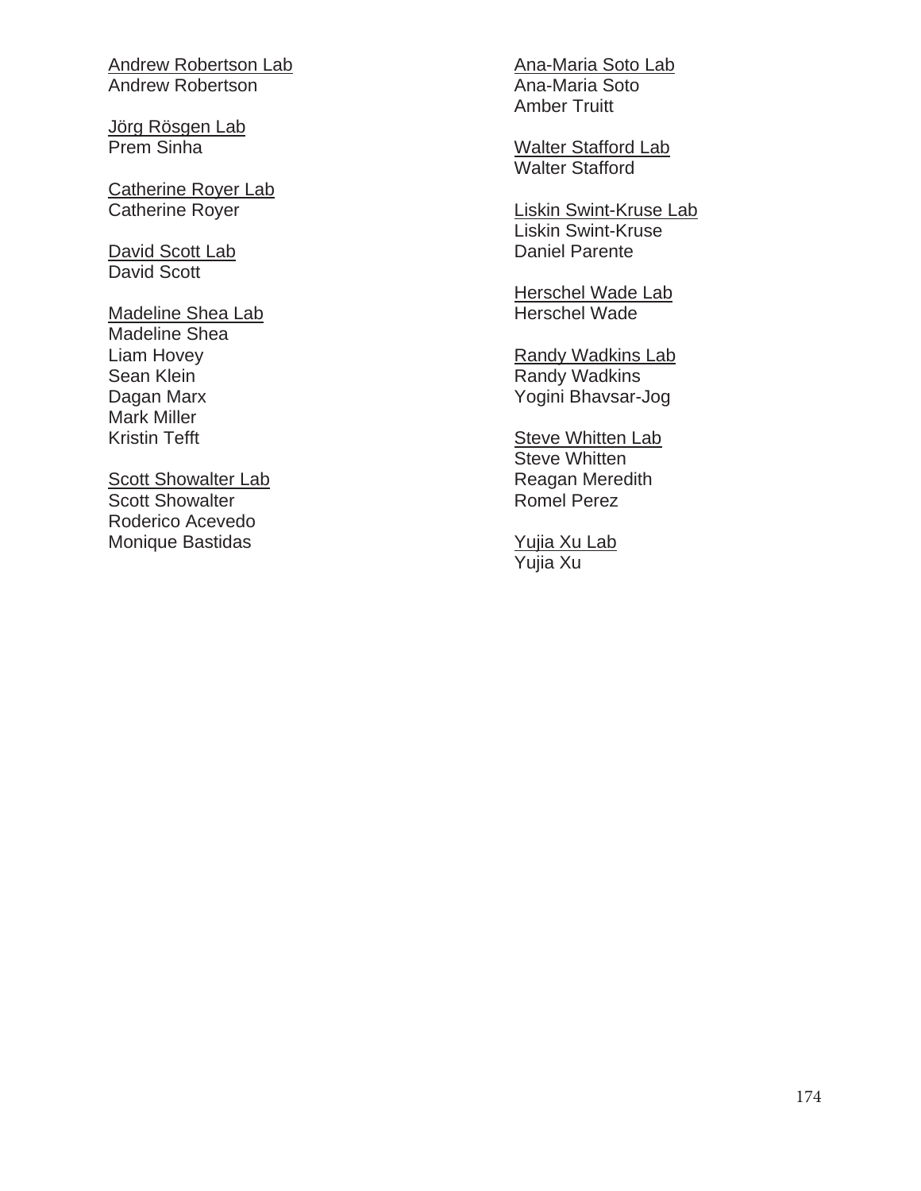<u>Andrew Robertson Lab</u>
Andrew Robertson

<u>Jörg Rösgen Lab</u>
Prem Sinha

<u>Catherine Royer Lab</u>
Catherine Royer

<u>David Scott Lab</u>
David Scott

<u>Madeline Shea Lab</u>
Madeline Shea
Liam Hovey
Sean Klein
Dagan Marx
Mark Miller
Kristin Tefft

<u>Scott Showalter Lab</u>
Scott Showalter
Roderico Acevedo
Monique Bastidas

<u>Ana-Maria Soto Lab</u>
Ana-Maria Soto
Amber Truitt

<u>Walter Stafford Lab</u>
Walter Stafford

<u>Liskin Swint-Kruse Lab</u>
Liskin Swint-Kruse
Daniel Parente

<u>Herschel Wade Lab</u>
Herschel Wade

<u>Randy Wadkins Lab</u>
Randy Wadkins
Yogini Bhavsar-Jog

<u>Steve Whitten Lab</u>
Steve Whitten
Reagan Meredith
Romel Perez

<u>Yujia Xu Lab</u>
Yujia Xu